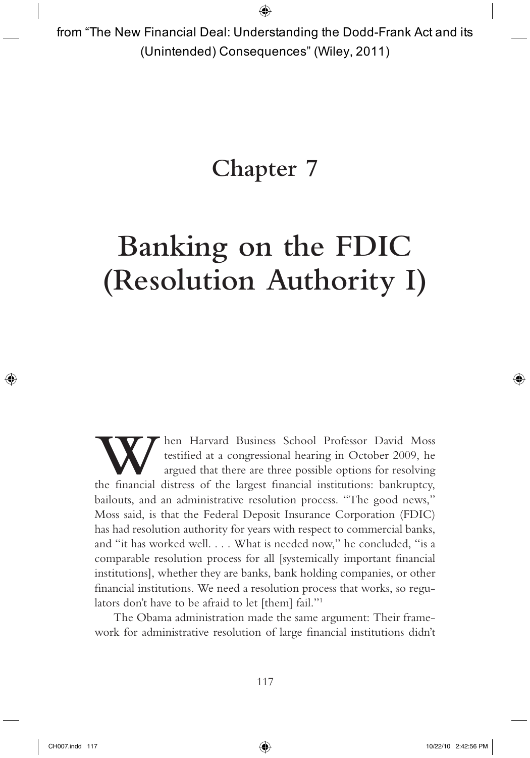from "The New Financial Deal: Understanding the Dodd-Frank Act and its (Unintended) Consequences" (Wiley, 2011)

# Chapter 7

# Banking on the FDIC (Resolution Authority I)

When Harvard Business School Professor David Moss testified at a congressional hearing in October 2009, he argued that there are three possible options for resolving the financial distress of the largest financial institutions: bankruptcy, bailouts, and an administrative resolution process. "The good news," Moss said, is that the Federal Deposit Insurance Corporation (FDIC) has had resolution authority for years with respect to commercial banks, and "it has worked well. . . . What is needed now," he concluded, "is a comparable resolution process for all [systemically important financial institutions], whether they are banks, bank holding companies, or other financial institutions. We need a resolution process that works, so regulators don't have to be afraid to let [them] fail."[1]

The Obama administration made the same argument: Their framework for administrative resolution of large financial institutions didn't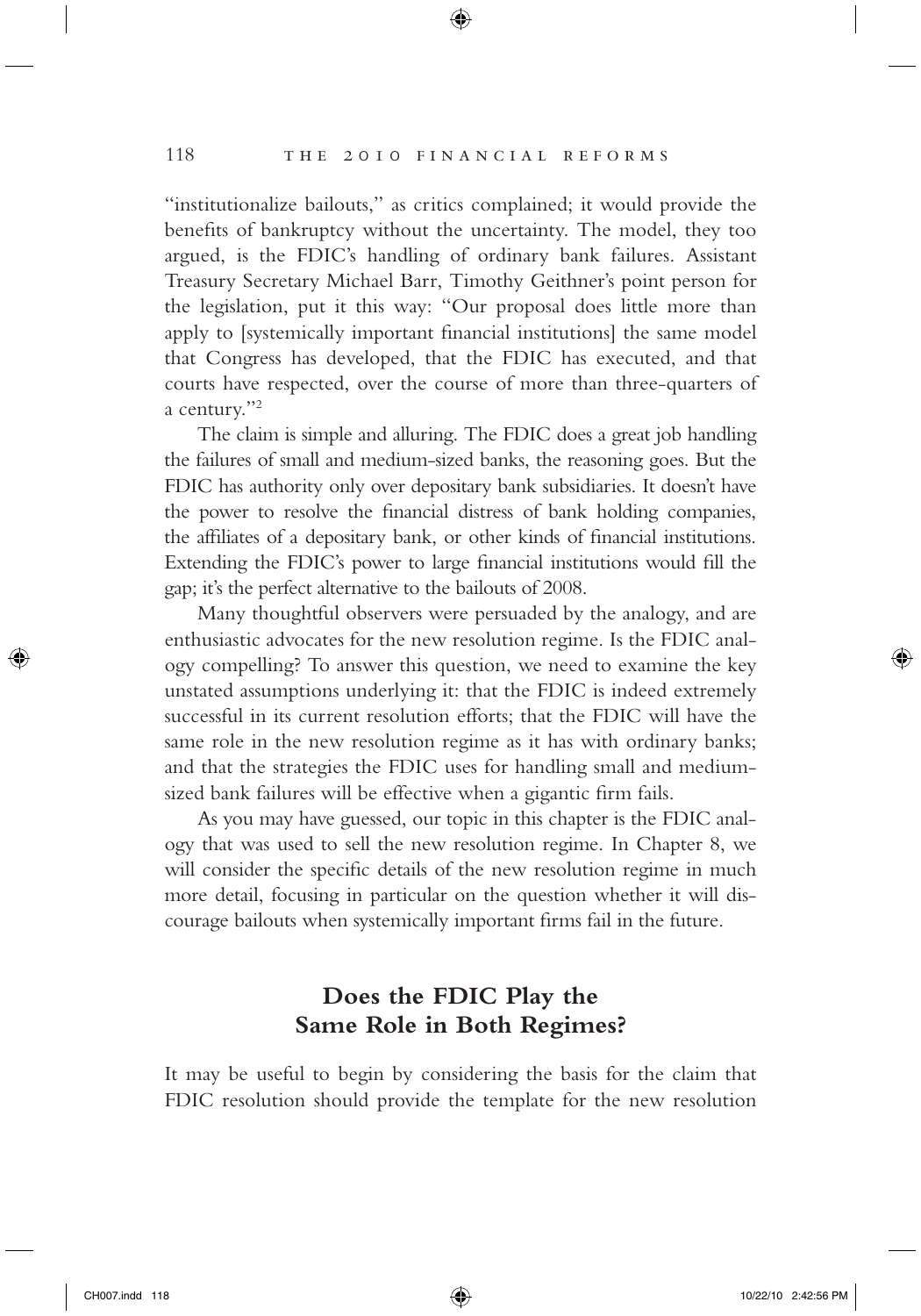"institutionalize bailouts," as critics complained; it would provide the benefits of bankruptcy without the uncertainty. The model, they too argued, is the FDIC's handling of ordinary bank failures. Assistant Treasury Secretary Michael Barr, Timothy Geithner's point person for the legislation, put it this way: "Our proposal does little more than apply to [systemically important financial institutions] the same model that Congress has developed, that the FDIC has executed, and that courts have respected, over the course of more than three-quarters of a century."[2]

The claim is simple and alluring. The FDIC does a great job handling the failures of small and medium-sized banks, the reasoning goes. But the FDIC has authority only over depositary bank subsidiaries. It doesn't have the power to resolve the financial distress of bank holding companies, the affiliates of a depositary bank, or other kinds of financial institutions. Extending the FDIC's power to large financial institutions would fill the gap; it's the perfect alternative to the bailouts of 2008.

Many thoughtful observers were persuaded by the analogy, and are enthusiastic advocates for the new resolution regime. Is the FDIC analogy compelling? To answer this question, we need to examine the key unstated assumptions underlying it: that the FDIC is indeed extremely successful in its current resolution efforts; that the FDIC will have the same role in the new resolution regime as it has with ordinary banks; and that the strategies the FDIC uses for handling small and medium-sized bank failures will be effective when a gigantic firm fails.

As you may have guessed, our topic in this chapter is the FDIC analogy that was used to sell the new resolution regime. In Chapter 8, we will consider the specific details of the new resolution regime in much more detail, focusing in particular on the question whether it will discourage bailouts when systemically important firms fail in the future.

## Does the FDIC Play the Same Role in Both Regimes?

It may be useful to begin by considering the basis for the claim that FDIC resolution should provide the template for the new resolution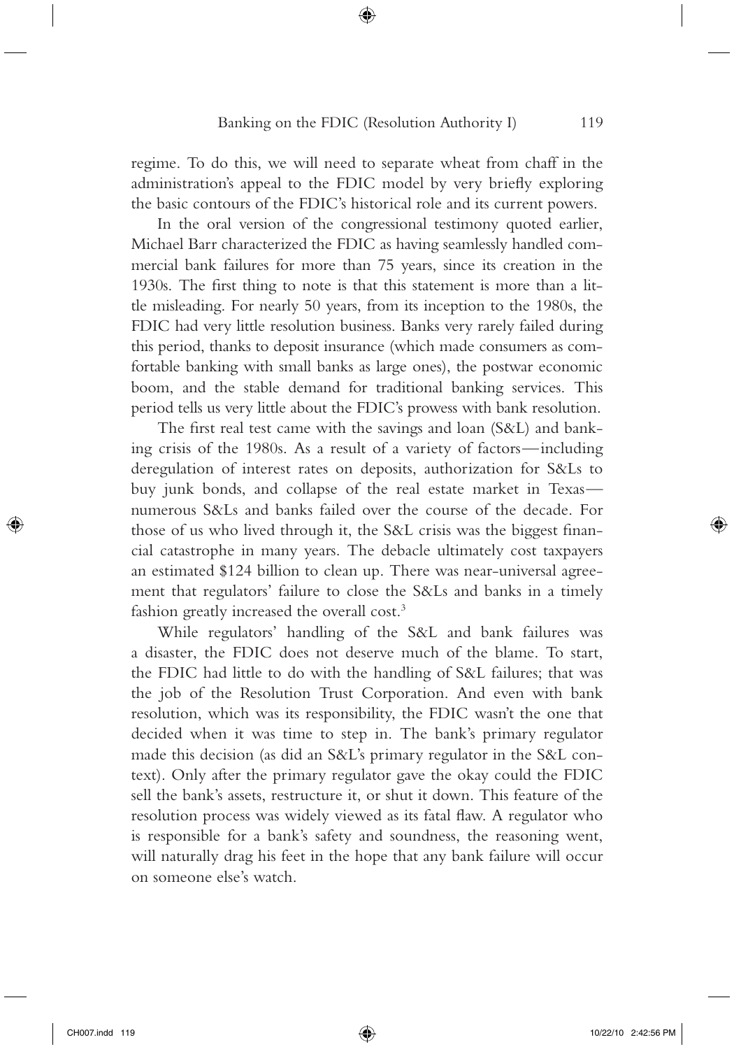regime. To do this, we will need to separate wheat from chaff in the administration's appeal to the FDIC model by very briefly exploring the basic contours of the FDIC's historical role and its current powers.

In the oral version of the congressional testimony quoted earlier, Michael Barr characterized the FDIC as having seamlessly handled commercial bank failures for more than 75 years, since its creation in the 1930s. The first thing to note is that this statement is more than a little misleading. For nearly 50 years, from its inception to the 1980s, the FDIC had very little resolution business. Banks very rarely failed during this period, thanks to deposit insurance (which made consumers as comfortable banking with small banks as large ones), the postwar economic boom, and the stable demand for traditional banking services. This period tells us very little about the FDIC's prowess with bank resolution.

The first real test came with the savings and loan (S&L) and banking crisis of the 1980s. As a result of a variety of factors—including deregulation of interest rates on deposits, authorization for S&Ls to buy junk bonds, and collapse of the real estate market in Texas—numerous S&Ls and banks failed over the course of the decade. For those of us who lived through it, the S&L crisis was the biggest financial catastrophe in many years. The debacle ultimately cost taxpayers an estimated $124 billion to clean up. There was near-universal agreement that regulators' failure to close the S&Ls and banks in a timely fashion greatly increased the overall cost.[3]

While regulators' handling of the S&L and bank failures was a disaster, the FDIC does not deserve much of the blame. To start, the FDIC had little to do with the handling of S&L failures; that was the job of the Resolution Trust Corporation. And even with bank resolution, which was its responsibility, the FDIC wasn't the one that decided when it was time to step in. The bank's primary regulator made this decision (as did an S&L's primary regulator in the S&L context). Only after the primary regulator gave the okay could the FDIC sell the bank's assets, restructure it, or shut it down. This feature of the resolution process was widely viewed as its fatal flaw. A regulator who is responsible for a bank's safety and soundness, the reasoning went, will naturally drag his feet in the hope that any bank failure will occur on someone else's watch.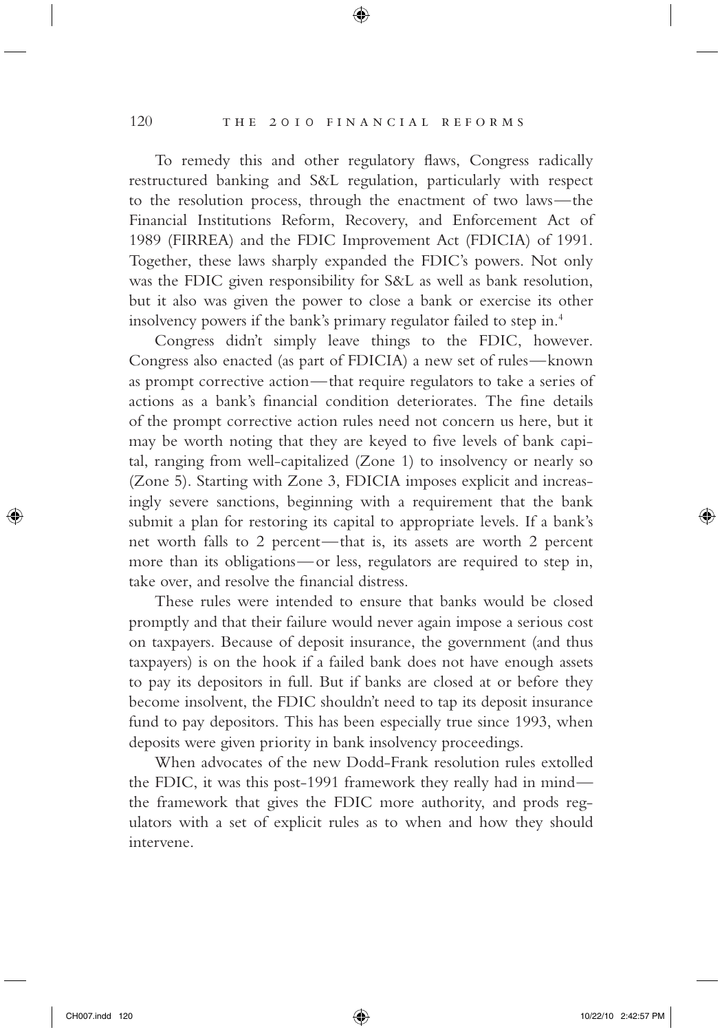To remedy this and other regulatory flaws, Congress radically restructured banking and S&L regulation, particularly with respect to the resolution process, through the enactment of two laws—the Financial Institutions Reform, Recovery, and Enforcement Act of 1989 (FIRREA) and the FDIC Improvement Act (FDICIA) of 1991. Together, these laws sharply expanded the FDIC's powers. Not only was the FDIC given responsibility for S&L as well as bank resolution, but it also was given the power to close a bank or exercise its other insolvency powers if the bank's primary regulator failed to step in.[4]

Congress didn't simply leave things to the FDIC, however. Congress also enacted (as part of FDICIA) a new set of rules—known as prompt corrective action—that require regulators to take a series of actions as a bank's financial condition deteriorates. The fine details of the prompt corrective action rules need not concern us here, but it may be worth noting that they are keyed to five levels of bank capital, ranging from well-capitalized (Zone 1) to insolvency or nearly so (Zone 5). Starting with Zone 3, FDICIA imposes explicit and increasingly severe sanctions, beginning with a requirement that the bank submit a plan for restoring its capital to appropriate levels. If a bank's net worth falls to 2 percent—that is, its assets are worth 2 percent more than its obligations—or less, regulators are required to step in, take over, and resolve the financial distress.

These rules were intended to ensure that banks would be closed promptly and that their failure would never again impose a serious cost on taxpayers. Because of deposit insurance, the government (and thus taxpayers) is on the hook if a failed bank does not have enough assets to pay its depositors in full. But if banks are closed at or before they become insolvent, the FDIC shouldn't need to tap its deposit insurance fund to pay depositors. This has been especially true since 1993, when deposits were given priority in bank insolvency proceedings.

When advocates of the new Dodd-Frank resolution rules extolled the FDIC, it was this post-1991 framework they really had in mind—the framework that gives the FDIC more authority, and prods regulators with a set of explicit rules as to when and how they should intervene.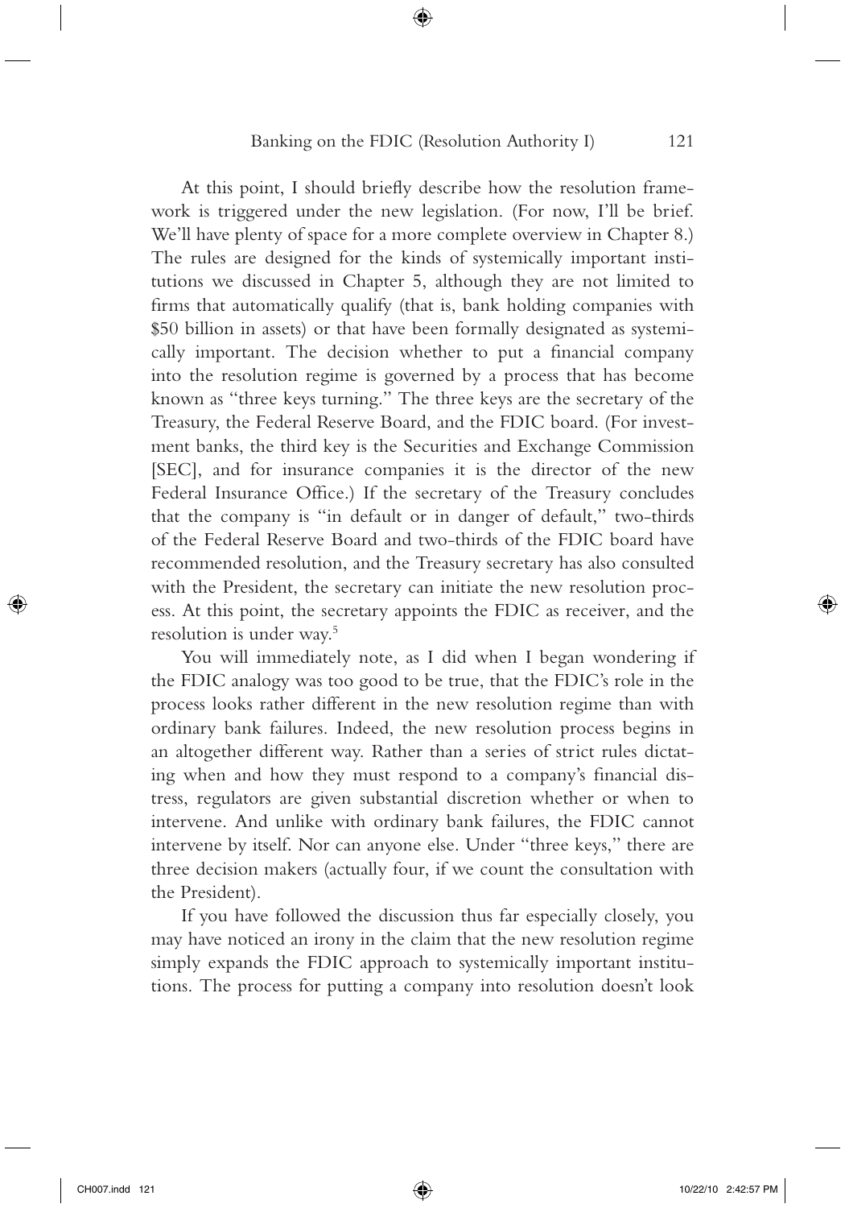At this point, I should briefly describe how the resolution framework is triggered under the new legislation. (For now, I'll be brief. We'll have plenty of space for a more complete overview in Chapter 8.) The rules are designed for the kinds of systemically important institutions we discussed in Chapter 5, although they are not limited to firms that automatically qualify (that is, bank holding companies with $50 billion in assets) or that have been formally designated as systemically important. The decision whether to put a financial company into the resolution regime is governed by a process that has become known as "three keys turning." The three keys are the secretary of the Treasury, the Federal Reserve Board, and the FDIC board. (For investment banks, the third key is the Securities and Exchange Commission [SEC], and for insurance companies it is the director of the new Federal Insurance Office.) If the secretary of the Treasury concludes that the company is "in default or in danger of default," two-thirds of the Federal Reserve Board and two-thirds of the FDIC board have recommended resolution, and the Treasury secretary has also consulted with the President, the secretary can initiate the new resolution process. At this point, the secretary appoints the FDIC as receiver, and the resolution is under way.[5]

You will immediately note, as I did when I began wondering if the FDIC analogy was too good to be true, that the FDIC's role in the process looks rather different in the new resolution regime than with ordinary bank failures. Indeed, the new resolution process begins in an altogether different way. Rather than a series of strict rules dictating when and how they must respond to a company's financial distress, regulators are given substantial discretion whether or when to intervene. And unlike with ordinary bank failures, the FDIC cannot intervene by itself. Nor can anyone else. Under "three keys," there are three decision makers (actually four, if we count the consultation with the President).

If you have followed the discussion thus far especially closely, you may have noticed an irony in the claim that the new resolution regime simply expands the FDIC approach to systemically important institutions. The process for putting a company into resolution doesn't look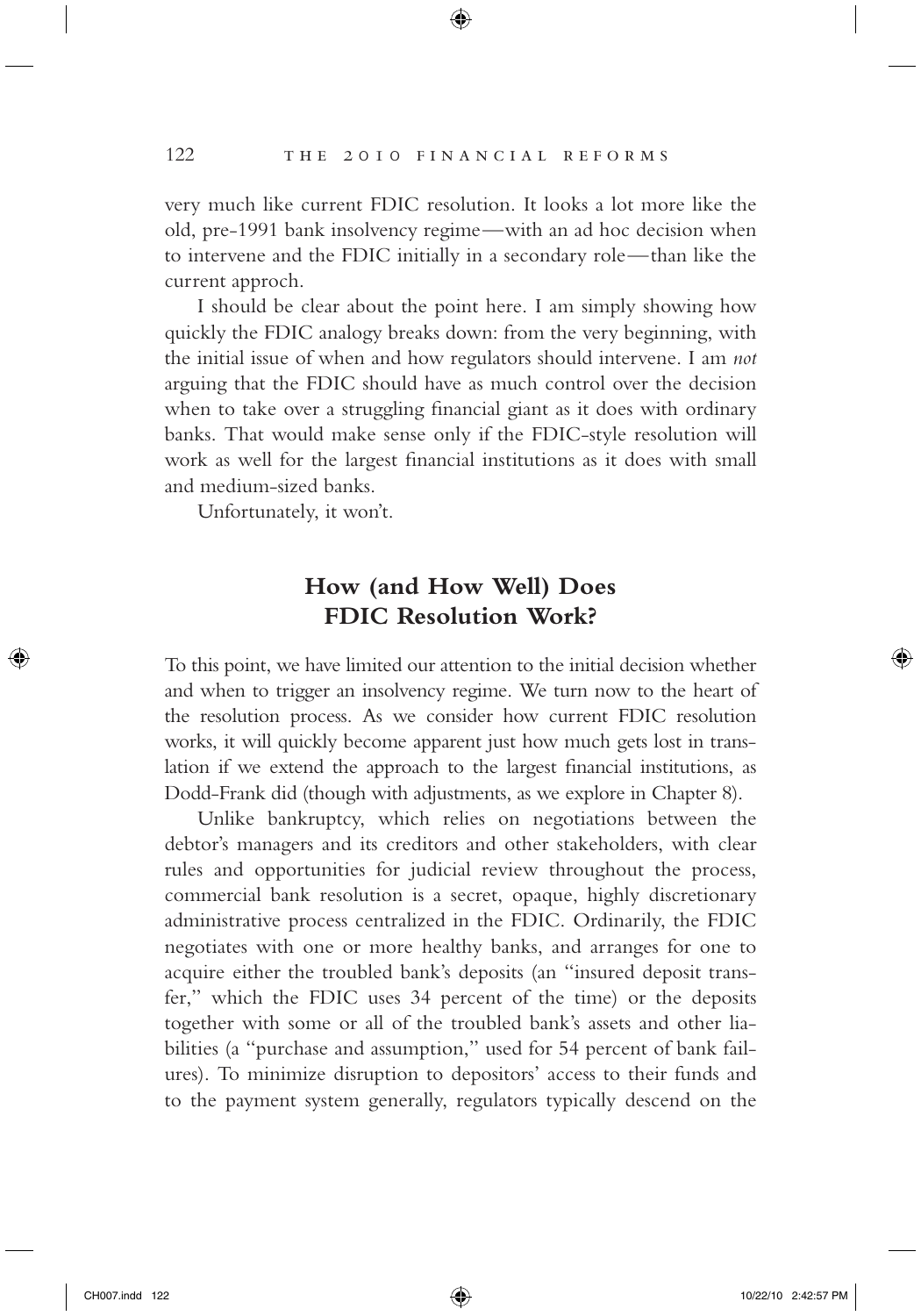very much like current FDIC resolution. It looks a lot more like the old, pre-1991 bank insolvency regime—with an ad hoc decision when to intervene and the FDIC initially in a secondary role—than like the current approch.

I should be clear about the point here. I am simply showing how quickly the FDIC analogy breaks down: from the very beginning, with the initial issue of when and how regulators should intervene. I am *not* arguing that the FDIC should have as much control over the decision when to take over a struggling financial giant as it does with ordinary banks. That would make sense only if the FDIC-style resolution will work as well for the largest financial institutions as it does with small and medium-sized banks.

Unfortunately, it won't.

## How (and How Well) Does FDIC Resolution Work?

To this point, we have limited our attention to the initial decision whether and when to trigger an insolvency regime. We turn now to the heart of the resolution process. As we consider how current FDIC resolution works, it will quickly become apparent just how much gets lost in translation if we extend the approach to the largest financial institutions, as Dodd-Frank did (though with adjustments, as we explore in Chapter 8).

Unlike bankruptcy, which relies on negotiations between the debtor's managers and its creditors and other stakeholders, with clear rules and opportunities for judicial review throughout the process, commercial bank resolution is a secret, opaque, highly discretionary administrative process centralized in the FDIC. Ordinarily, the FDIC negotiates with one or more healthy banks, and arranges for one to acquire either the troubled bank's deposits (an "insured deposit transfer," which the FDIC uses 34 percent of the time) or the deposits together with some or all of the troubled bank's assets and other liabilities (a "purchase and assumption," used for 54 percent of bank failures). To minimize disruption to depositors' access to their funds and to the payment system generally, regulators typically descend on the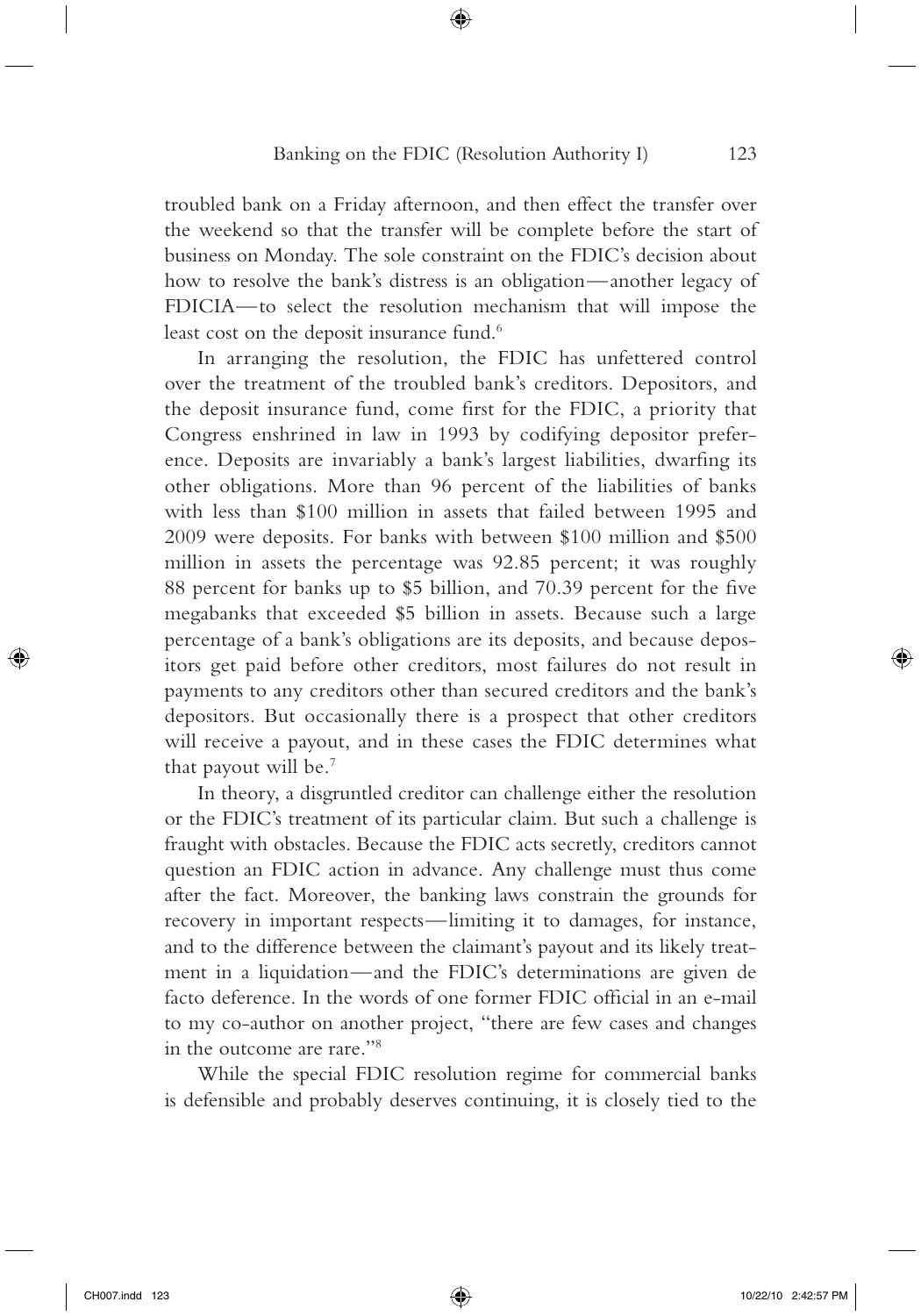troubled bank on a Friday afternoon, and then effect the transfer over the weekend so that the transfer will be complete before the start of business on Monday. The sole constraint on the FDIC's decision about how to resolve the bank's distress is an obligation—another legacy of FDICIA—to select the resolution mechanism that will impose the least cost on the deposit insurance fund.[6]

In arranging the resolution, the FDIC has unfettered control over the treatment of the troubled bank's creditors. Depositors, and the deposit insurance fund, come first for the FDIC, a priority that Congress enshrined in law in 1993 by codifying depositor preference. Deposits are invariably a bank's largest liabilities, dwarfing its other obligations. More than 96 percent of the liabilities of banks with less than \$100 million in assets that failed between 1995 and 2009 were deposits. For banks with between \$100 million and \$500 million in assets the percentage was 92.85 percent; it was roughly 88 percent for banks up to \$5 billion, and 70.39 percent for the five megabanks that exceeded \$5 billion in assets. Because such a large percentage of a bank's obligations are its deposits, and because depositors get paid before other creditors, most failures do not result in payments to any creditors other than secured creditors and the bank's depositors. But occasionally there is a prospect that other creditors will receive a payout, and in these cases the FDIC determines what that payout will be.[7]

In theory, a disgruntled creditor can challenge either the resolution or the FDIC's treatment of its particular claim. But such a challenge is fraught with obstacles. Because the FDIC acts secretly, creditors cannot question an FDIC action in advance. Any challenge must thus come after the fact. Moreover, the banking laws constrain the grounds for recovery in important respects—limiting it to damages, for instance, and to the difference between the claimant's payout and its likely treatment in a liquidation—and the FDIC's determinations are given de facto deference. In the words of one former FDIC official in an e-mail to my co-author on another project, "there are few cases and changes in the outcome are rare."[8]

While the special FDIC resolution regime for commercial banks is defensible and probably deserves continuing, it is closely tied to the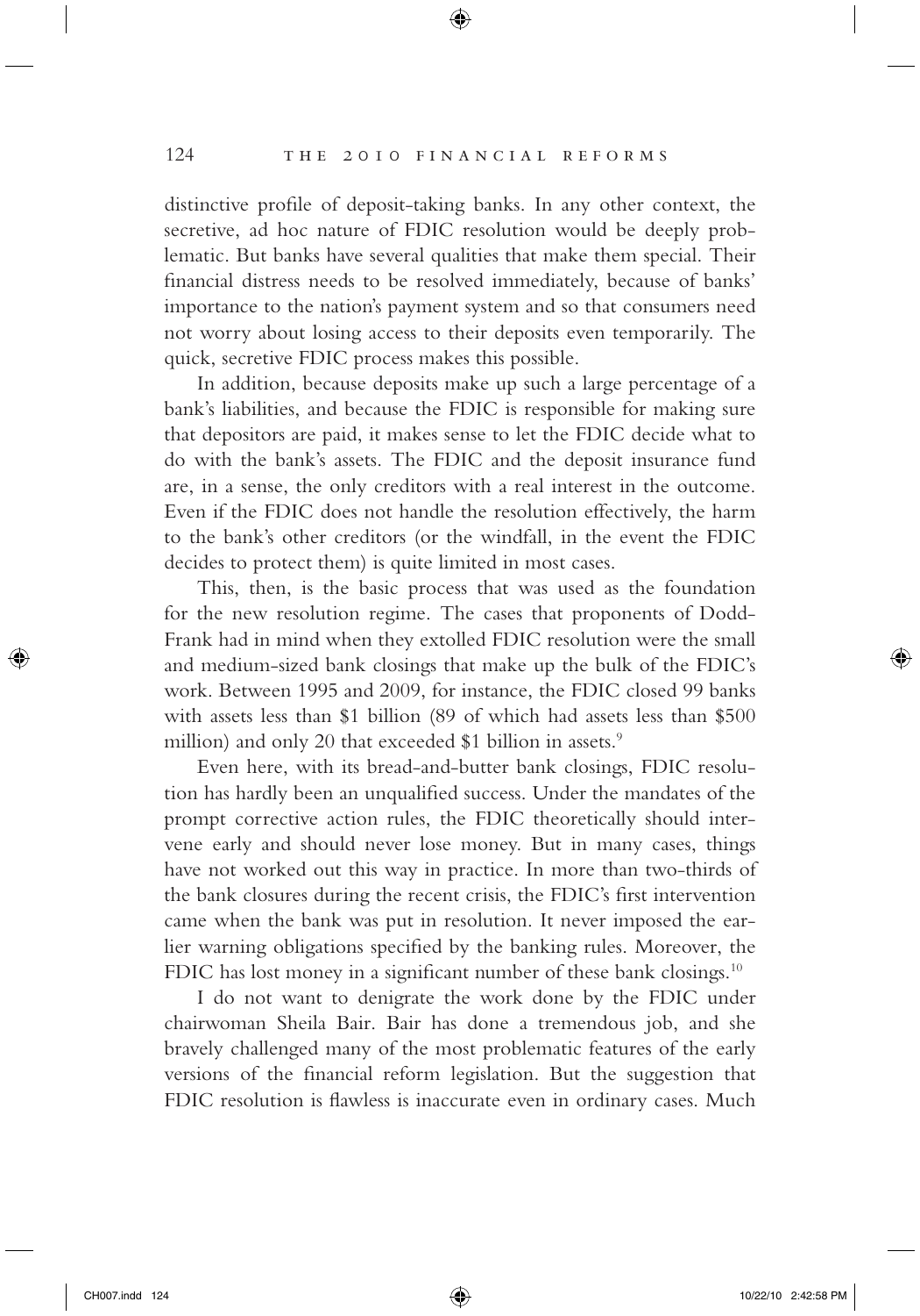distinctive profile of deposit-taking banks. In any other context, the secretive, ad hoc nature of FDIC resolution would be deeply problematic. But banks have several qualities that make them special. Their financial distress needs to be resolved immediately, because of banks' importance to the nation's payment system and so that consumers need not worry about losing access to their deposits even temporarily. The quick, secretive FDIC process makes this possible.

In addition, because deposits make up such a large percentage of a bank's liabilities, and because the FDIC is responsible for making sure that depositors are paid, it makes sense to let the FDIC decide what to do with the bank's assets. The FDIC and the deposit insurance fund are, in a sense, the only creditors with a real interest in the outcome. Even if the FDIC does not handle the resolution effectively, the harm to the bank's other creditors (or the windfall, in the event the FDIC decides to protect them) is quite limited in most cases.

This, then, is the basic process that was used as the foundation for the new resolution regime. The cases that proponents of Dodd-Frank had in mind when they extolled FDIC resolution were the small and medium-sized bank closings that make up the bulk of the FDIC's work. Between 1995 and 2009, for instance, the FDIC closed 99 banks with assets less than \$1 billion (89 of which had assets less than \$500 million) and only 20 that exceeded \$1 billion in assets.[9]

Even here, with its bread-and-butter bank closings, FDIC resolution has hardly been an unqualified success. Under the mandates of the prompt corrective action rules, the FDIC theoretically should intervene early and should never lose money. But in many cases, things have not worked out this way in practice. In more than two-thirds of the bank closures during the recent crisis, the FDIC's first intervention came when the bank was put in resolution. It never imposed the earlier warning obligations specified by the banking rules. Moreover, the FDIC has lost money in a significant number of these bank closings.[10]

I do not want to denigrate the work done by the FDIC under chairwoman Sheila Bair. Bair has done a tremendous job, and she bravely challenged many of the most problematic features of the early versions of the financial reform legislation. But the suggestion that FDIC resolution is flawless is inaccurate even in ordinary cases. Much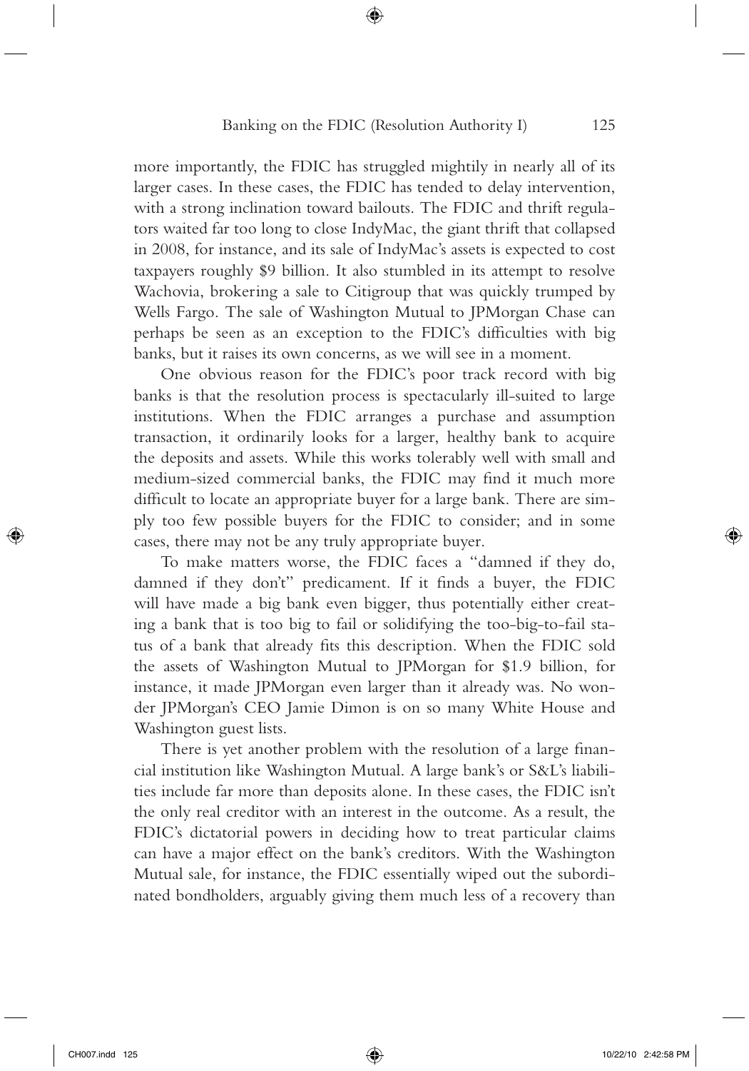more importantly, the FDIC has struggled mightily in nearly all of its larger cases. In these cases, the FDIC has tended to delay intervention, with a strong inclination toward bailouts. The FDIC and thrift regulators waited far too long to close IndyMac, the giant thrift that collapsed in 2008, for instance, and its sale of IndyMac's assets is expected to cost taxpayers roughly $9 billion. It also stumbled in its attempt to resolve Wachovia, brokering a sale to Citigroup that was quickly trumped by Wells Fargo. The sale of Washington Mutual to JPMorgan Chase can perhaps be seen as an exception to the FDIC's difficulties with big banks, but it raises its own concerns, as we will see in a moment.

One obvious reason for the FDIC's poor track record with big banks is that the resolution process is spectacularly ill-suited to large institutions. When the FDIC arranges a purchase and assumption transaction, it ordinarily looks for a larger, healthy bank to acquire the deposits and assets. While this works tolerably well with small and medium-sized commercial banks, the FDIC may find it much more difficult to locate an appropriate buyer for a large bank. There are simply too few possible buyers for the FDIC to consider; and in some cases, there may not be any truly appropriate buyer.

To make matters worse, the FDIC faces a "damned if they do, damned if they don't" predicament. If it finds a buyer, the FDIC will have made a big bank even bigger, thus potentially either creating a bank that is too big to fail or solidifying the too-big-to-fail status of a bank that already fits this description. When the FDIC sold the assets of Washington Mutual to JPMorgan for $1.9 billion, for instance, it made JPMorgan even larger than it already was. No wonder JPMorgan's CEO Jamie Dimon is on so many White House and Washington guest lists.

There is yet another problem with the resolution of a large financial institution like Washington Mutual. A large bank's or S&L's liabilities include far more than deposits alone. In these cases, the FDIC isn't the only real creditor with an interest in the outcome. As a result, the FDIC's dictatorial powers in deciding how to treat particular claims can have a major effect on the bank's creditors. With the Washington Mutual sale, for instance, the FDIC essentially wiped out the subordinated bondholders, arguably giving them much less of a recovery than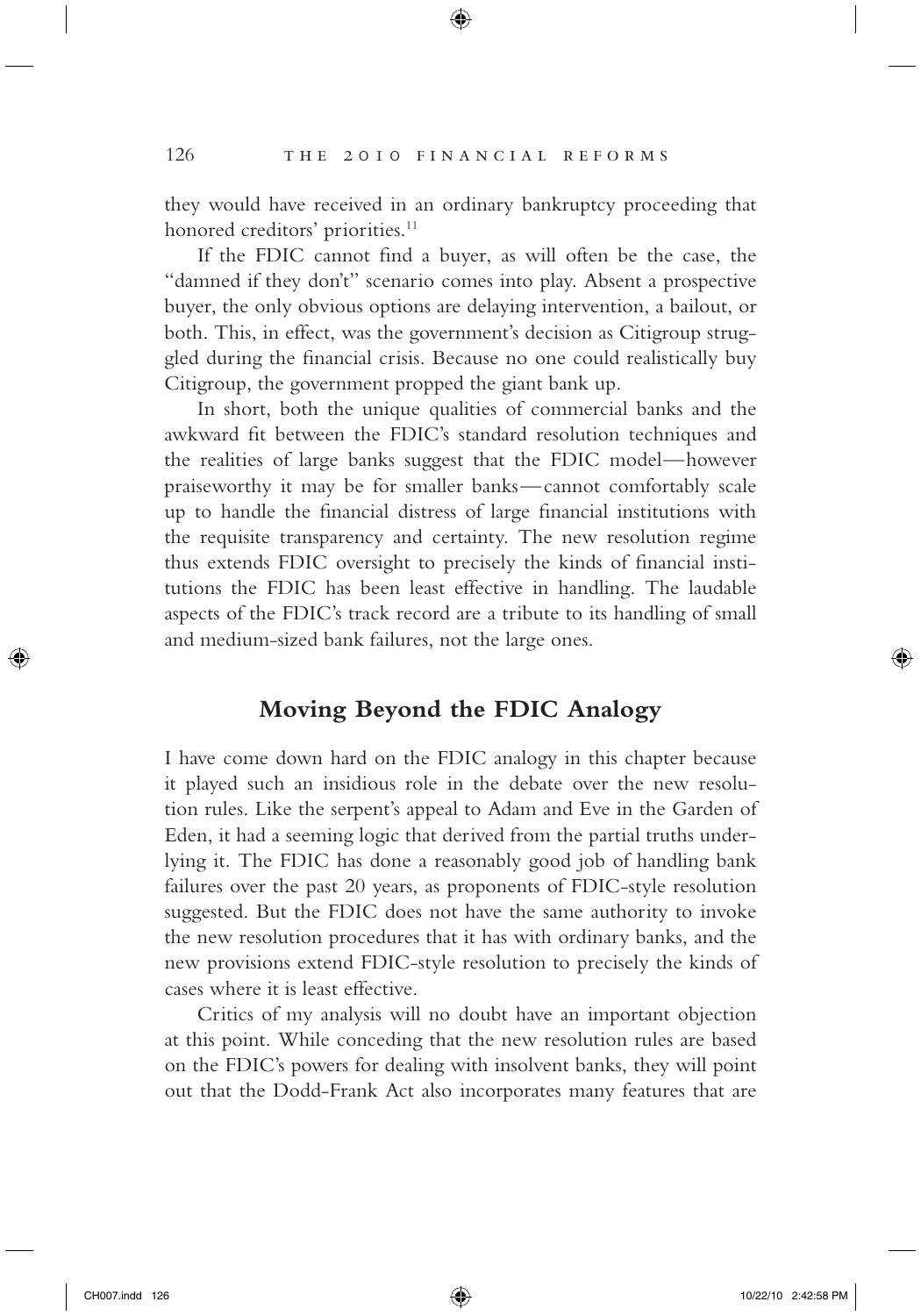they would have received in an ordinary bankruptcy proceeding that honored creditors' priorities.[11]

If the FDIC cannot find a buyer, as will often be the case, the "damned if they don't" scenario comes into play. Absent a prospective buyer, the only obvious options are delaying intervention, a bailout, or both. This, in effect, was the government's decision as Citigroup struggled during the financial crisis. Because no one could realistically buy Citigroup, the government propped the giant bank up.

In short, both the unique qualities of commercial banks and the awkward fit between the FDIC's standard resolution techniques and the realities of large banks suggest that the FDIC model—however praiseworthy it may be for smaller banks—cannot comfortably scale up to handle the financial distress of large financial institutions with the requisite transparency and certainty. The new resolution regime thus extends FDIC oversight to precisely the kinds of financial institutions the FDIC has been least effective in handling. The laudable aspects of the FDIC's track record are a tribute to its handling of small and medium-sized bank failures, not the large ones.

## Moving Beyond the FDIC Analogy

I have come down hard on the FDIC analogy in this chapter because it played such an insidious role in the debate over the new resolution rules. Like the serpent's appeal to Adam and Eve in the Garden of Eden, it had a seeming logic that derived from the partial truths underlying it. The FDIC has done a reasonably good job of handling bank failures over the past 20 years, as proponents of FDIC-style resolution suggested. But the FDIC does not have the same authority to invoke the new resolution procedures that it has with ordinary banks, and the new provisions extend FDIC-style resolution to precisely the kinds of cases where it is least effective.

Critics of my analysis will no doubt have an important objection at this point. While conceding that the new resolution rules are based on the FDIC's powers for dealing with insolvent banks, they will point out that the Dodd-Frank Act also incorporates many features that are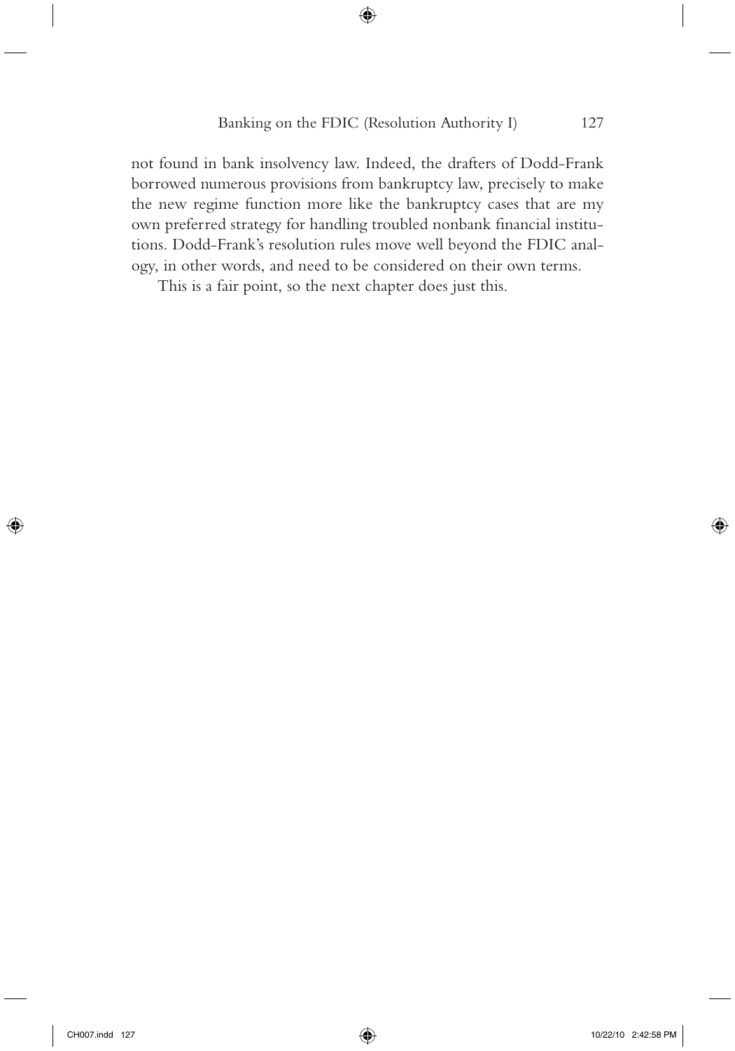not found in bank insolvency law. Indeed, the drafters of Dodd-Frank borrowed numerous provisions from bankruptcy law, precisely to make the new regime function more like the bankruptcy cases that are my own preferred strategy for handling troubled nonbank financial institutions. Dodd-Frank's resolution rules move well beyond the FDIC analogy, in other words, and need to be considered on their own terms.

This is a fair point, so the next chapter does just this.